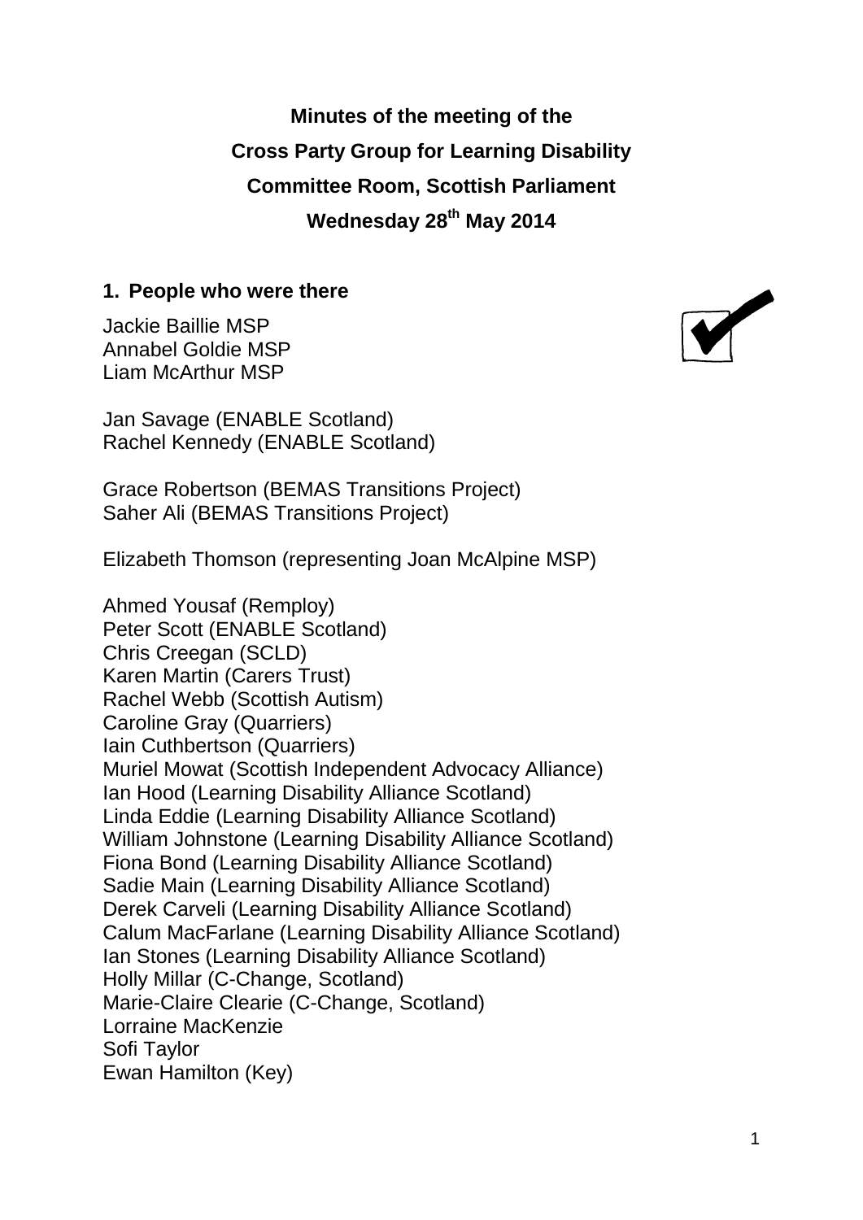**Minutes of the meeting of the**

**Cross Party Group for Learning Disability**

**Committee Room, Scottish Parliament**

**Wednesday 28th May 2014**

## 1. People who were there

Jackie Baillie MSP
Annabel Goldie MSP
Liam McArthur MSP

Jan Savage (ENABLE Scotland)
Rachel Kennedy (ENABLE Scotland)

Grace Robertson (BEMAS Transitions Project)
Saher Ali (BEMAS Transitions Project)

Elizabeth Thomson (representing Joan McAlpine MSP)

Ahmed Yousaf (Remploy)
Peter Scott (ENABLE Scotland)
Chris Creegan (SCLD)
Karen Martin (Carers Trust)
Rachel Webb (Scottish Autism)
Caroline Gray (Quarriers)
Iain Cuthbertson (Quarriers)
Muriel Mowat (Scottish Independent Advocacy Alliance)
Ian Hood (Learning Disability Alliance Scotland)
Linda Eddie (Learning Disability Alliance Scotland)
William Johnstone (Learning Disability Alliance Scotland)
Fiona Bond (Learning Disability Alliance Scotland)
Sadie Main (Learning Disability Alliance Scotland)
Derek Carveli (Learning Disability Alliance Scotland)
Calum MacFarlane (Learning Disability Alliance Scotland)
Ian Stones (Learning Disability Alliance Scotland)
Holly Millar (C-Change, Scotland)
Marie-Claire Clearie (C-Change, Scotland)
Lorraine MacKenzie
Sofi Taylor
Ewan Hamilton (Key)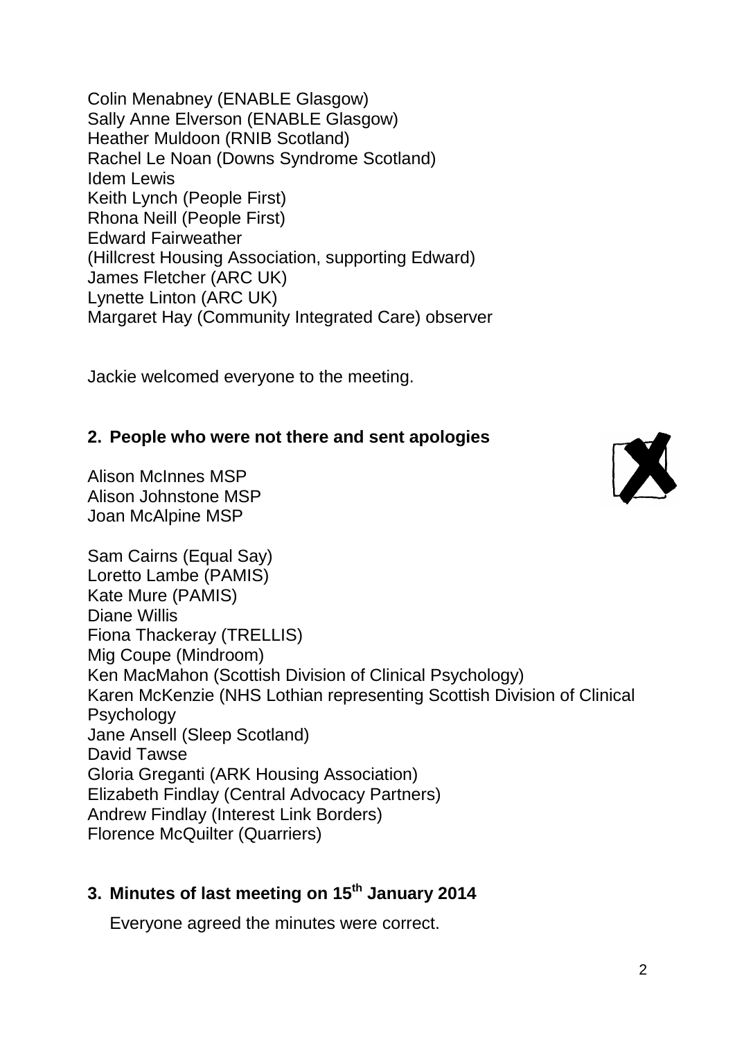Colin Menabney (ENABLE Glasgow)
Sally Anne Elverson (ENABLE Glasgow)
Heather Muldoon (RNIB Scotland)
Rachel Le Noan (Downs Syndrome Scotland)
Idem Lewis
Keith Lynch (People First)
Rhona Neill (People First)
Edward Fairweather
(Hillcrest Housing Association, supporting Edward)
James Fletcher (ARC UK)
Lynette Linton (ARC UK)
Margaret Hay (Community Integrated Care) observer

Jackie welcomed everyone to the meeting.

## 2. People who were not there and sent apologies

Alison McInnes MSP
Alison Johnstone MSP
Joan McAlpine MSP

Sam Cairns (Equal Say)
Loretto Lambe (PAMIS)
Kate Mure (PAMIS)
Diane Willis
Fiona Thackeray (TRELLIS)
Mig Coupe (Mindroom)
Ken MacMahon (Scottish Division of Clinical Psychology)
Karen McKenzie (NHS Lothian representing Scottish Division of Clinical Psychology
Jane Ansell (Sleep Scotland)
David Tawse
Gloria Greganti (ARK Housing Association)
Elizabeth Findlay (Central Advocacy Partners)
Andrew Findlay (Interest Link Borders)
Florence McQuilter (Quarriers)

## 3. Minutes of last meeting on 15th January 2014

Everyone agreed the minutes were correct.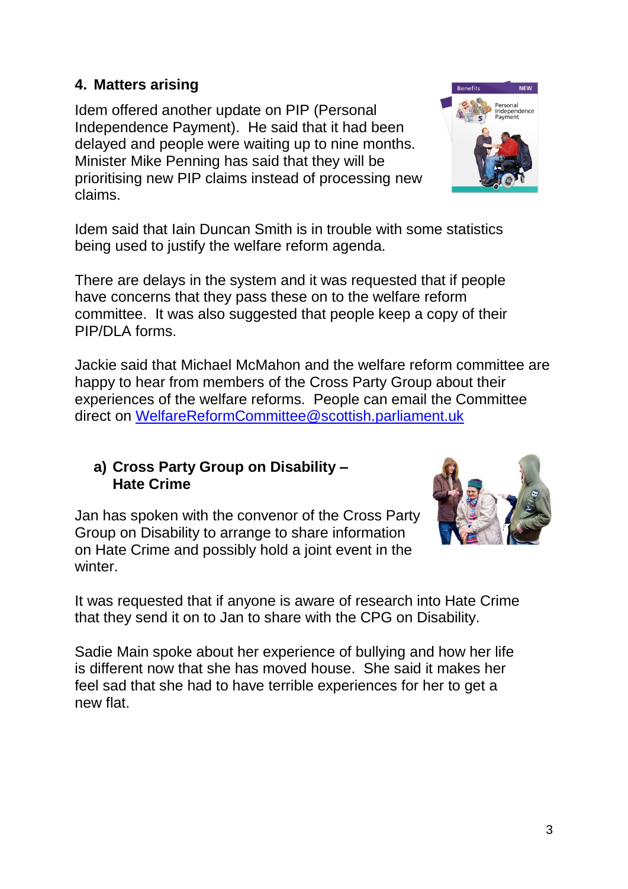## 4. Matters arising

Idem offered another update on PIP (Personal Independence Payment). He said that it had been delayed and people were waiting up to nine months. Minister Mike Penning has said that they will be prioritising new PIP claims instead of processing new claims.

Idem said that Iain Duncan Smith is in trouble with some statistics being used to justify the welfare reform agenda.

There are delays in the system and it was requested that if people have concerns that they pass these on to the welfare reform committee. It was also suggested that people keep a copy of their PIP/DLA forms.

Jackie said that Michael McMahon and the welfare reform committee are happy to hear from members of the Cross Party Group about their experiences of the welfare reforms. People can email the Committee direct on WelfareReformCommittee@scottish.parliament.uk

### a) Cross Party Group on Disability – Hate Crime

Jan has spoken with the convenor of the Cross Party Group on Disability to arrange to share information on Hate Crime and possibly hold a joint event in the winter.

It was requested that if anyone is aware of research into Hate Crime that they send it on to Jan to share with the CPG on Disability.

Sadie Main spoke about her experience of bullying and how her life is different now that she has moved house. She said it makes her feel sad that she had to have terrible experiences for her to get a new flat.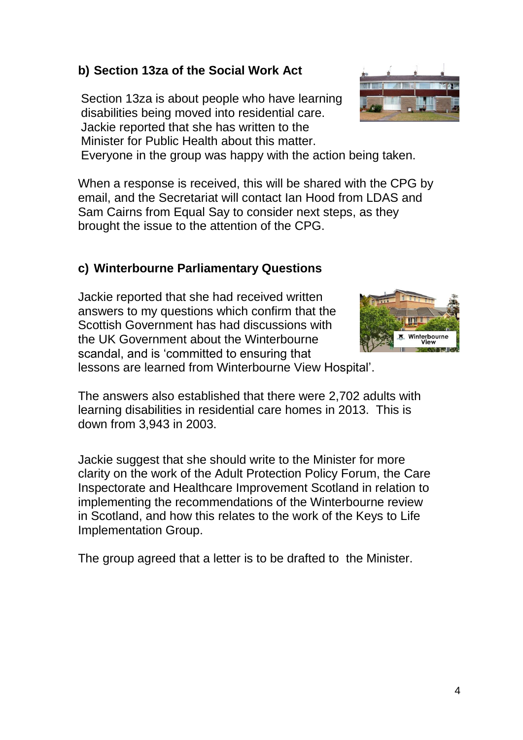### b) Section 13za of the Social Work Act

Section 13za is about people who have learning disabilities being moved into residential care. Jackie reported that she has written to the Minister for Public Health about this matter. Everyone in the group was happy with the action being taken.

When a response is received, this will be shared with the CPG by email, and the Secretariat will contact Ian Hood from LDAS and Sam Cairns from Equal Say to consider next steps, as they brought the issue to the attention of the CPG.

### c) Winterbourne Parliamentary Questions

Jackie reported that she had received written answers to my questions which confirm that the Scottish Government has had discussions with the UK Government about the Winterbourne scandal, and is 'committed to ensuring that lessons are learned from Winterbourne View Hospital'.

The answers also established that there were 2,702 adults with learning disabilities in residential care homes in 2013. This is down from 3,943 in 2003.

Jackie suggest that she should write to the Minister for more clarity on the work of the Adult Protection Policy Forum, the Care Inspectorate and Healthcare Improvement Scotland in relation to implementing the recommendations of the Winterbourne review in Scotland, and how this relates to the work of the Keys to Life Implementation Group.

The group agreed that a letter is to be drafted to the Minister.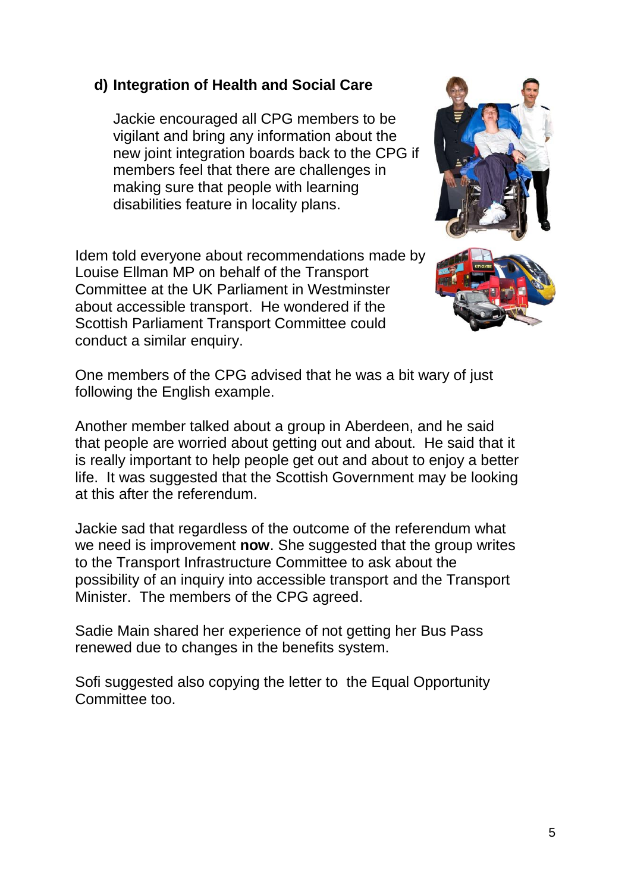### d) Integration of Health and Social Care

Jackie encouraged all CPG members to be vigilant and bring any information about the new joint integration boards back to the CPG if members feel that there are challenges in making sure that people with learning disabilities feature in locality plans.

Idem told everyone about recommendations made by Louise Ellman MP on behalf of the Transport Committee at the UK Parliament in Westminster about accessible transport. He wondered if the Scottish Parliament Transport Committee could conduct a similar enquiry.

One members of the CPG advised that he was a bit wary of just following the English example.

Another member talked about a group in Aberdeen, and he said that people are worried about getting out and about. He said that it is really important to help people get out and about to enjoy a better life. It was suggested that the Scottish Government may be looking at this after the referendum.

Jackie sad that regardless of the outcome of the referendum what we need is improvement **now**. She suggested that the group writes to the Transport Infrastructure Committee to ask about the possibility of an inquiry into accessible transport and the Transport Minister. The members of the CPG agreed.

Sadie Main shared her experience of not getting her Bus Pass renewed due to changes in the benefits system.

Sofi suggested also copying the letter to the Equal Opportunity Committee too.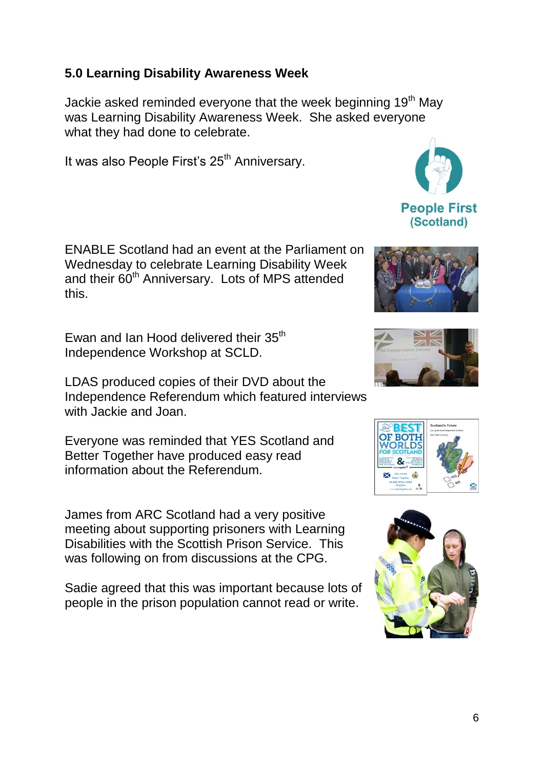### 5.0 Learning Disability Awareness Week

Jackie asked reminded everyone that the week beginning 19th May was Learning Disability Awareness Week. She asked everyone what they had done to celebrate.

It was also People First's 25th Anniversary.

ENABLE Scotland had an event at the Parliament on Wednesday to celebrate Learning Disability Week and their 60th Anniversary. Lots of MPS attended this.

Ewan and Ian Hood delivered their 35th Independence Workshop at SCLD.

LDAS produced copies of their DVD about the Independence Referendum which featured interviews with Jackie and Joan.

Everyone was reminded that YES Scotland and Better Together have produced easy read information about the Referendum.

James from ARC Scotland had a very positive meeting about supporting prisoners with Learning Disabilities with the Scottish Prison Service. This was following on from discussions at the CPG.

Sadie agreed that this was important because lots of people in the prison population cannot read or write.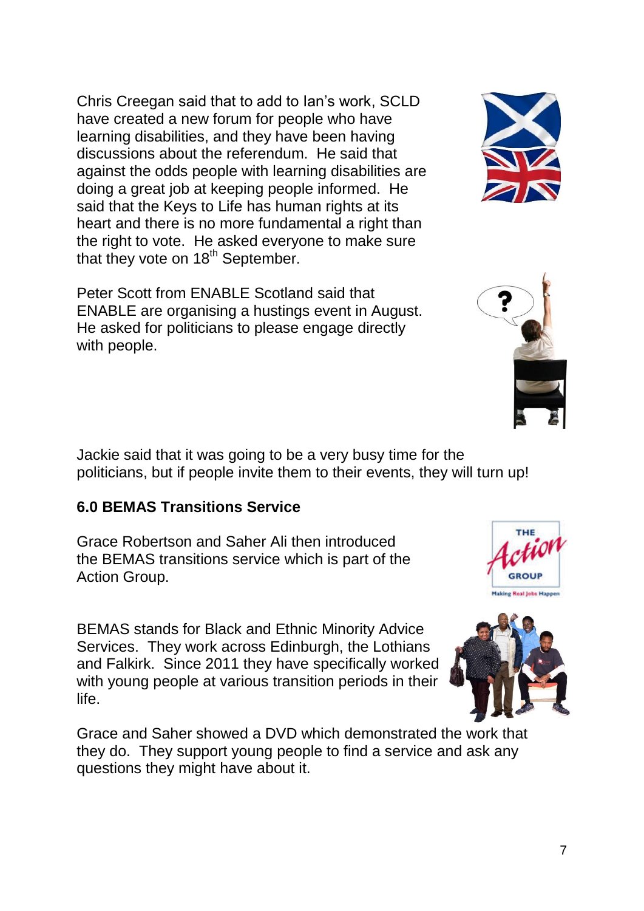Chris Creegan said that to add to Ian's work, SCLD have created a new forum for people who have learning disabilities, and they have been having discussions about the referendum. He said that against the odds people with learning disabilities are doing a great job at keeping people informed. He said that the Keys to Life has human rights at its heart and there is no more fundamental a right than the right to vote. He asked everyone to make sure that they vote on 18th September.

Peter Scott from ENABLE Scotland said that ENABLE are organising a hustings event in August. He asked for politicians to please engage directly with people.

Jackie said that it was going to be a very busy time for the politicians, but if people invite them to their events, they will turn up!

### 6.0 BEMAS Transitions Service

Grace Robertson and Saher Ali then introduced the BEMAS transitions service which is part of the Action Group.

BEMAS stands for Black and Ethnic Minority Advice Services. They work across Edinburgh, the Lothians and Falkirk. Since 2011 they have specifically worked with young people at various transition periods in their life.

Grace and Saher showed a DVD which demonstrated the work that they do. They support young people to find a service and ask any questions they might have about it.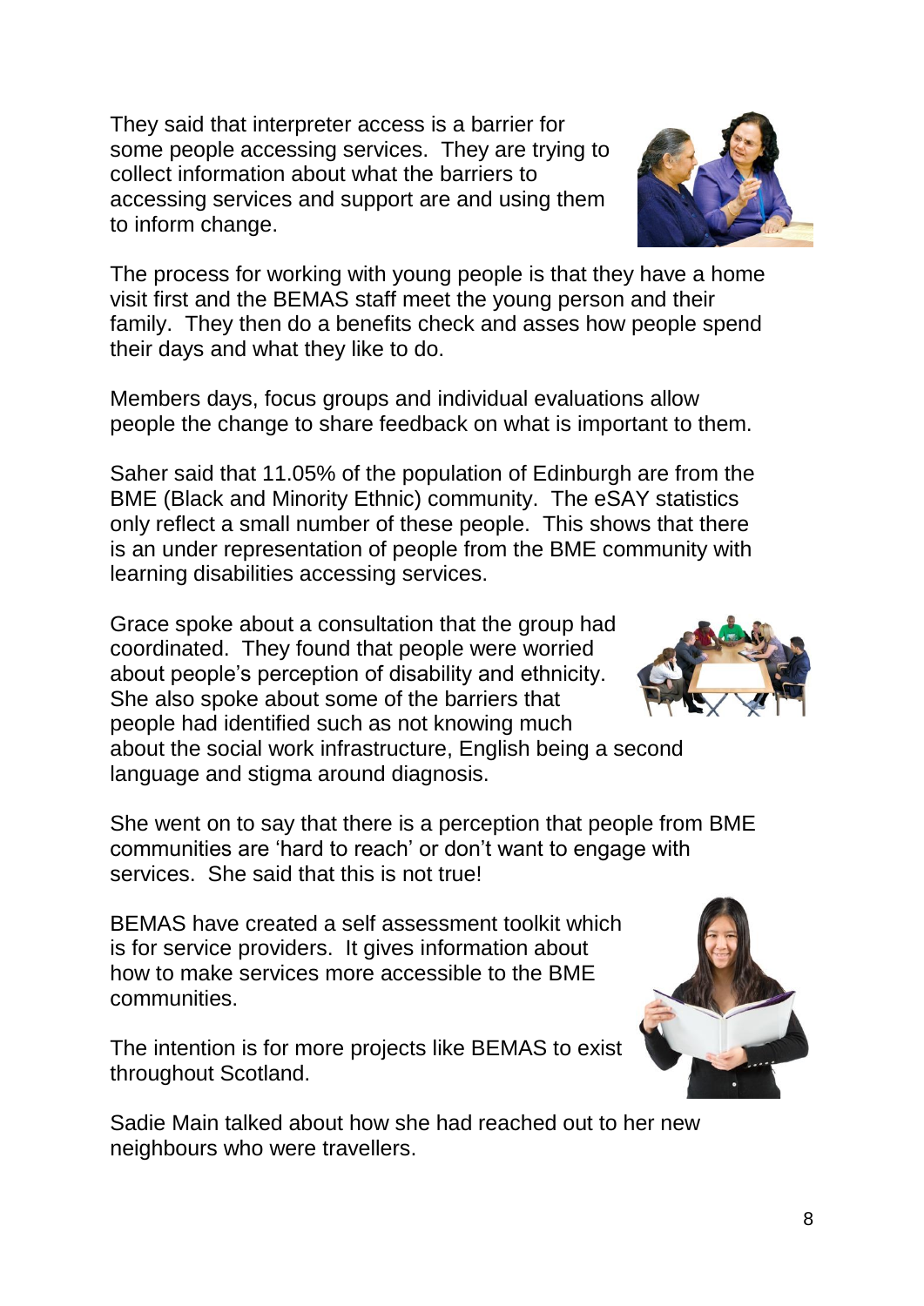They said that interpreter access is a barrier for some people accessing services. They are trying to collect information about what the barriers to accessing services and support are and using them to inform change.

The process for working with young people is that they have a home visit first and the BEMAS staff meet the young person and their family. They then do a benefits check and asses how people spend their days and what they like to do.

Members days, focus groups and individual evaluations allow people the change to share feedback on what is important to them.

Saher said that 11.05% of the population of Edinburgh are from the BME (Black and Minority Ethnic) community. The eSAY statistics only reflect a small number of these people. This shows that there is an under representation of people from the BME community with learning disabilities accessing services.

Grace spoke about a consultation that the group had coordinated. They found that people were worried about people's perception of disability and ethnicity. She also spoke about some of the barriers that people had identified such as not knowing much about the social work infrastructure, English being a second language and stigma around diagnosis.

She went on to say that there is a perception that people from BME communities are 'hard to reach' or don't want to engage with services. She said that this is not true!

BEMAS have created a self assessment toolkit which is for service providers. It gives information about how to make services more accessible to the BME communities.

The intention is for more projects like BEMAS to exist throughout Scotland.

Sadie Main talked about how she had reached out to her new neighbours who were travellers.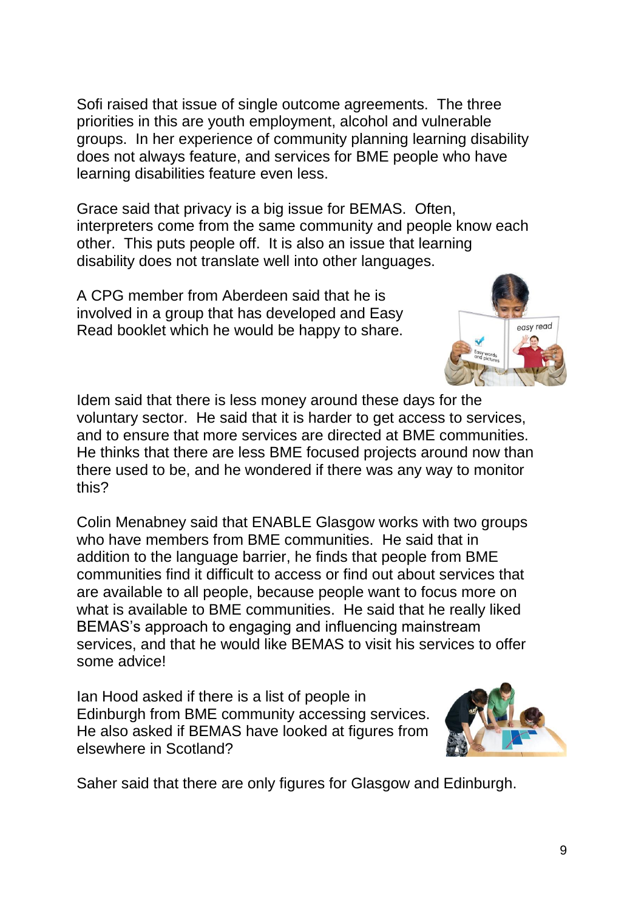Sofi raised that issue of single outcome agreements. The three priorities in this are youth employment, alcohol and vulnerable groups. In her experience of community planning learning disability does not always feature, and services for BME people who have learning disabilities feature even less.

Grace said that privacy is a big issue for BEMAS. Often, interpreters come from the same community and people know each other. This puts people off. It is also an issue that learning disability does not translate well into other languages.

A CPG member from Aberdeen said that he is involved in a group that has developed and Easy Read booklet which he would be happy to share.

Idem said that there is less money around these days for the voluntary sector. He said that it is harder to get access to services, and to ensure that more services are directed at BME communities. He thinks that there are less BME focused projects around now than there used to be, and he wondered if there was any way to monitor this?

Colin Menabney said that ENABLE Glasgow works with two groups who have members from BME communities. He said that in addition to the language barrier, he finds that people from BME communities find it difficult to access or find out about services that are available to all people, because people want to focus more on what is available to BME communities. He said that he really liked BEMAS's approach to engaging and influencing mainstream services, and that he would like BEMAS to visit his services to offer some advice!

Ian Hood asked if there is a list of people in Edinburgh from BME community accessing services. He also asked if BEMAS have looked at figures from elsewhere in Scotland?

Saher said that there are only figures for Glasgow and Edinburgh.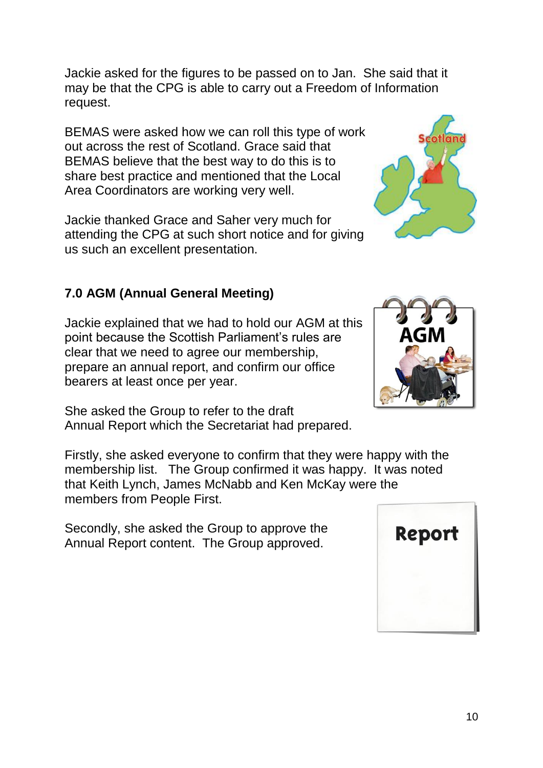Jackie asked for the figures to be passed on to Jan. She said that it may be that the CPG is able to carry out a Freedom of Information request.

BEMAS were asked how we can roll this type of work out across the rest of Scotland. Grace said that BEMAS believe that the best way to do this is to share best practice and mentioned that the Local Area Coordinators are working very well.

Jackie thanked Grace and Saher very much for attending the CPG at such short notice and for giving us such an excellent presentation.

### 7.0 AGM (Annual General Meeting)

Jackie explained that we had to hold our AGM at this point because the Scottish Parliament's rules are clear that we need to agree our membership, prepare an annual report, and confirm our office bearers at least once per year.

She asked the Group to refer to the draft Annual Report which the Secretariat had prepared.

Firstly, she asked everyone to confirm that they were happy with the membership list. The Group confirmed it was happy. It was noted that Keith Lynch, James McNabb and Ken McKay were the members from People First.

Secondly, she asked the Group to approve the Annual Report content. The Group approved.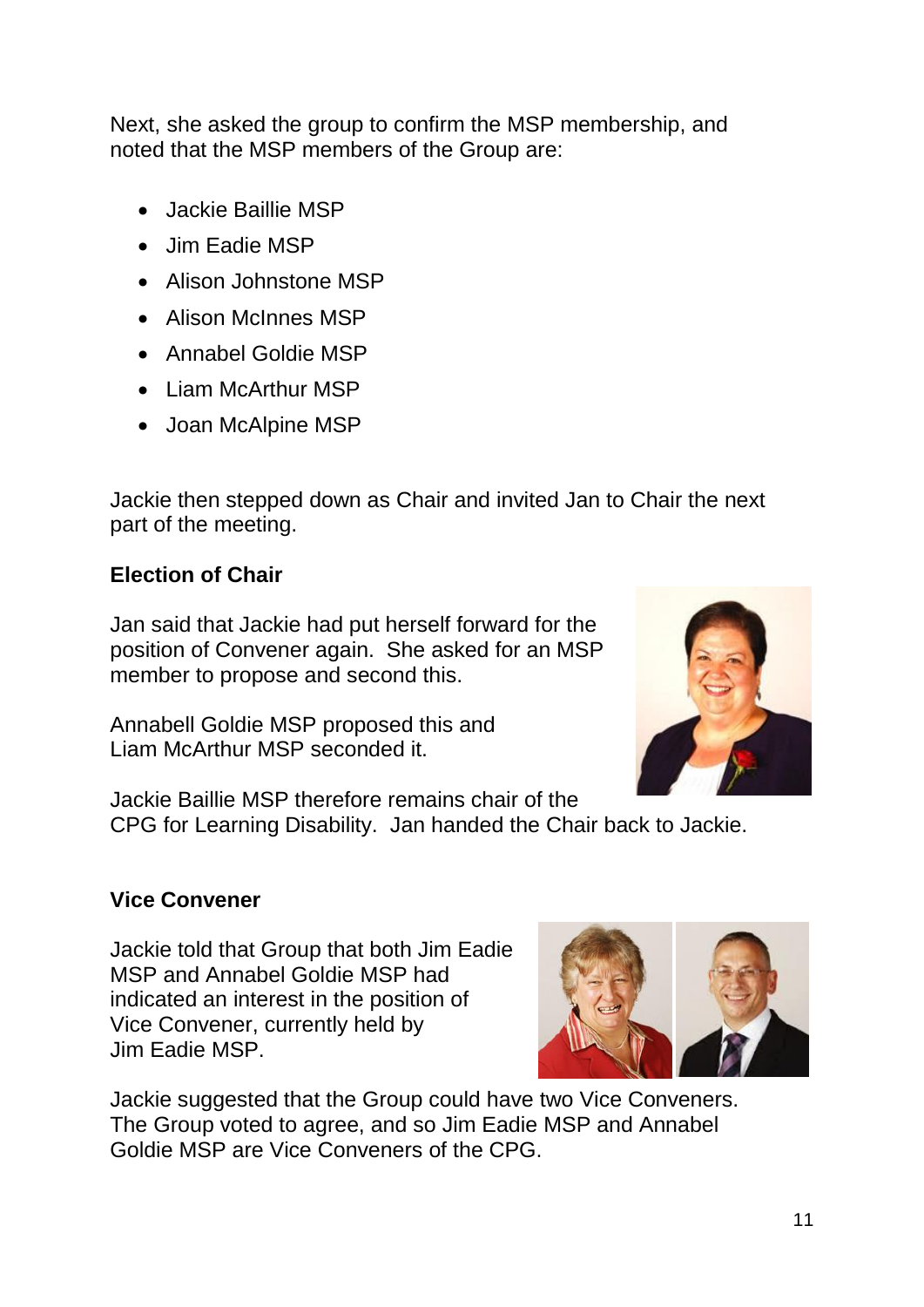Next, she asked the group to confirm the MSP membership, and noted that the MSP members of the Group are:

- Jackie Baillie MSP
- Jim Eadie MSP
- Alison Johnstone MSP
- Alison McInnes MSP
- Annabel Goldie MSP
- Liam McArthur MSP
- Joan McAlpine MSP

Jackie then stepped down as Chair and invited Jan to Chair the next part of the meeting.

**Election of Chair**

Jan said that Jackie had put herself forward for the position of Convener again. She asked for an MSP member to propose and second this.

Annabell Goldie MSP proposed this and Liam McArthur MSP seconded it.

Jackie Baillie MSP therefore remains chair of the CPG for Learning Disability. Jan handed the Chair back to Jackie.

**Vice Convener**

Jackie told that Group that both Jim Eadie MSP and Annabel Goldie MSP had indicated an interest in the position of Vice Convener, currently held by Jim Eadie MSP.

Jackie suggested that the Group could have two Vice Conveners. The Group voted to agree, and so Jim Eadie MSP and Annabel Goldie MSP are Vice Conveners of the CPG.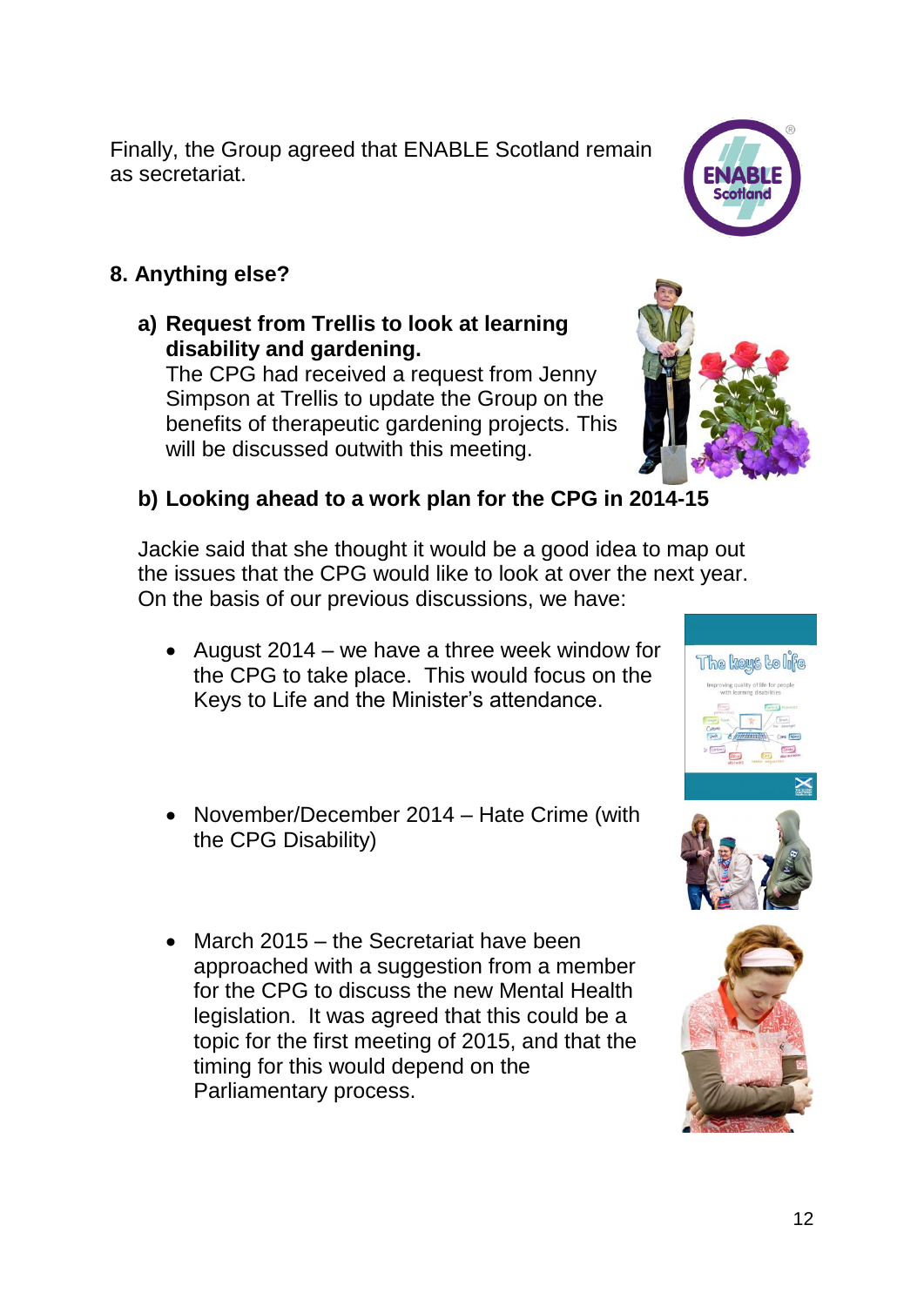Finally, the Group agreed that ENABLE Scotland remain as secretariat.

## 8. Anything else?

**a) Request from Trellis to look at learning disability and gardening.**

The CPG had received a request from Jenny Simpson at Trellis to update the Group on the benefits of therapeutic gardening projects. This will be discussed outwith this meeting.

**b) Looking ahead to a work plan for the CPG in 2014-15**

Jackie said that she thought it would be a good idea to map out the issues that the CPG would like to look at over the next year. On the basis of our previous discussions, we have:

- August 2014 – we have a three week window for the CPG to take place. This would focus on the Keys to Life and the Minister's attendance.
- November/December 2014 – Hate Crime (with the CPG Disability)
- March 2015 – the Secretariat have been approached with a suggestion from a member for the CPG to discuss the new Mental Health legislation. It was agreed that this could be a topic for the first meeting of 2015, and that the timing for this would depend on the Parliamentary process.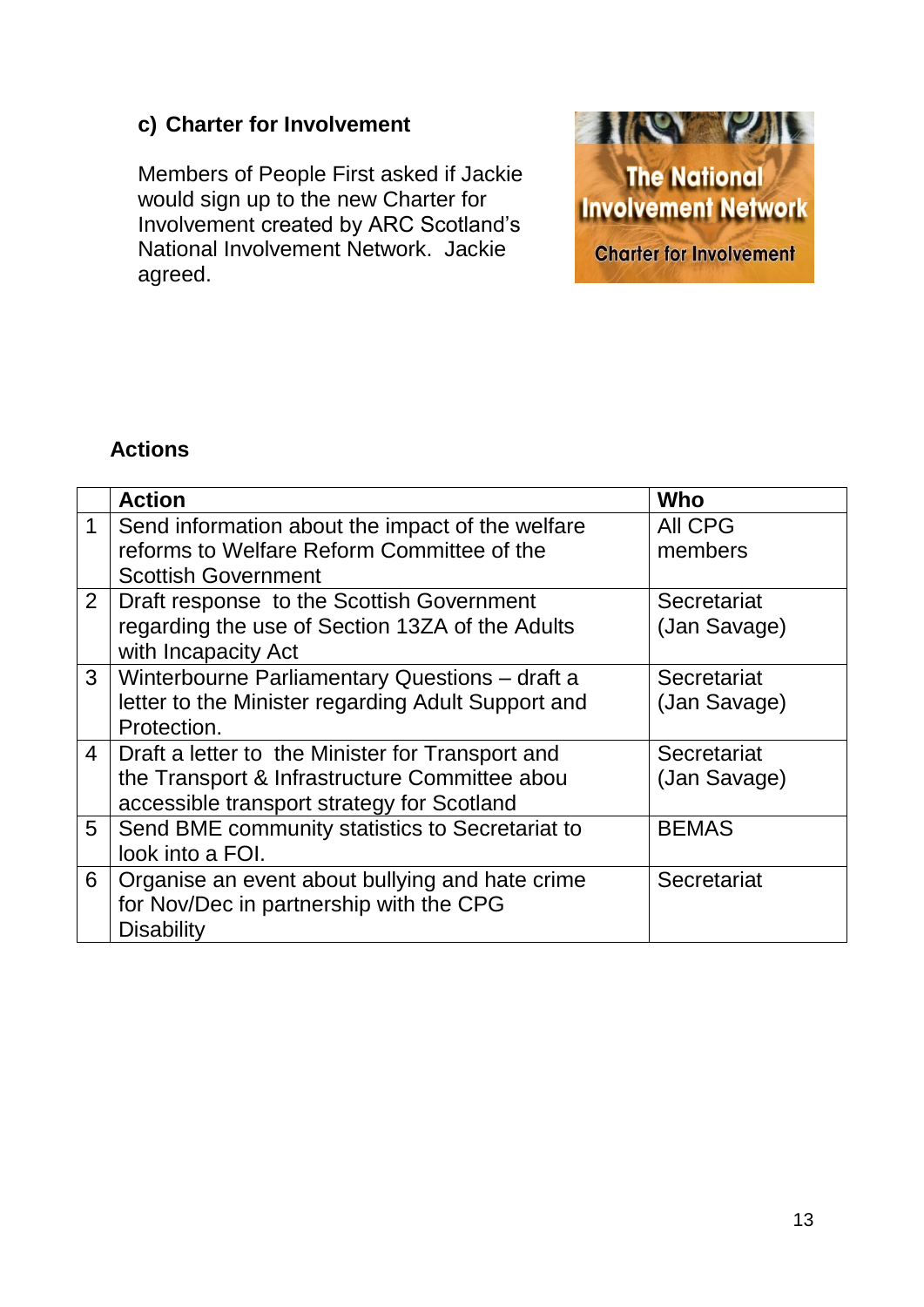### c) Charter for Involvement

Members of People First asked if Jackie would sign up to the new Charter for Involvement created by ARC Scotland's National Involvement Network. Jackie agreed.

The National Involvement Network

Charter for Involvement

**Actions**

| | Action | Who |
|---|---|---|
| 1 | Send information about the impact of the welfare reforms to Welfare Reform Committee of the Scottish Government | All CPG members |
| 2 | Draft response to the Scottish Government regarding the use of Section 13ZA of the Adults with Incapacity Act | Secretariat (Jan Savage) |
| 3 | Winterbourne Parliamentary Questions – draft a letter to the Minister regarding Adult Support and Protection. | Secretariat (Jan Savage) |
| 4 | Draft a letter to the Minister for Transport and the Transport & Infrastructure Committee abou accessible transport strategy for Scotland | Secretariat (Jan Savage) |
| 5 | Send BME community statistics to Secretariat to look into a FOI. | BEMAS |
| 6 | Organise an event about bullying and hate crime for Nov/Dec in partnership with the CPG Disability | Secretariat |